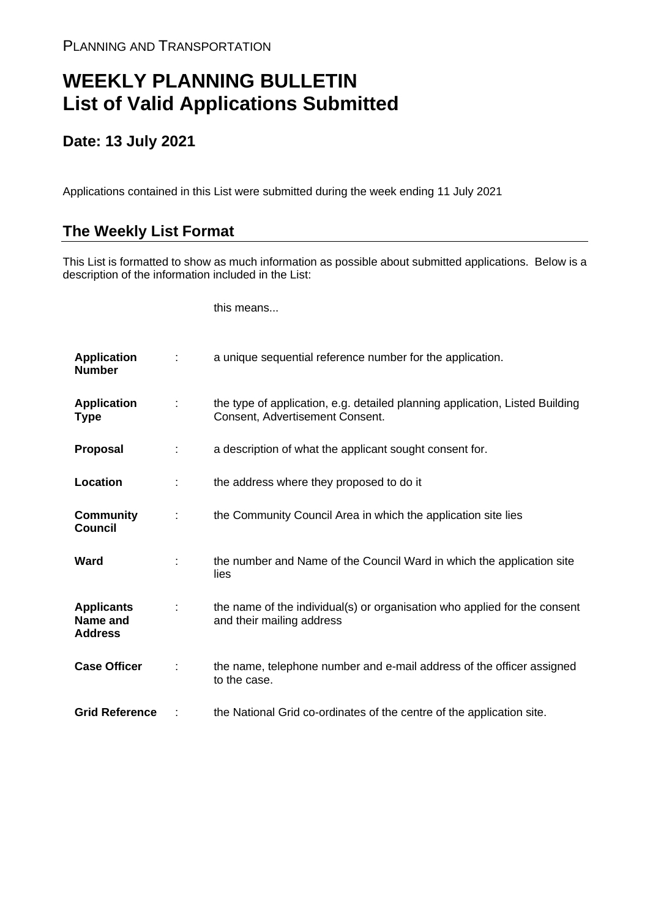PLANNING AND TRANSPORTATION

# WEEKLY PLANNING BULLETIN
# List of Valid Applications Submitted

## Date: 13 July 2021

Applications contained in this List were submitted during the week ending 11 July 2021

## The Weekly List Format

This List is formatted to show as much information as possible about submitted applications. Below is a description of the information included in the List:

| | | this means... |
|---|---|---|
| **Application Number** | : | a unique sequential reference number for the application. |
| **Application Type** | : | the type of application, e.g. detailed planning application, Listed Building Consent, Advertisement Consent. |
| **Proposal** | : | a description of what the applicant sought consent for. |
| **Location** | : | the address where they proposed to do it |
| **Community Council** | : | the Community Council Area in which the application site lies |
| **Ward** | : | the number and Name of the Council Ward in which the application site lies |
| **Applicants Name and Address** | : | the name of the individual(s) or organisation who applied for the consent and their mailing address |
| **Case Officer** | : | the name, telephone number and e-mail address of the officer assigned to the case. |
| **Grid Reference** | : | the National Grid co-ordinates of the centre of the application site. |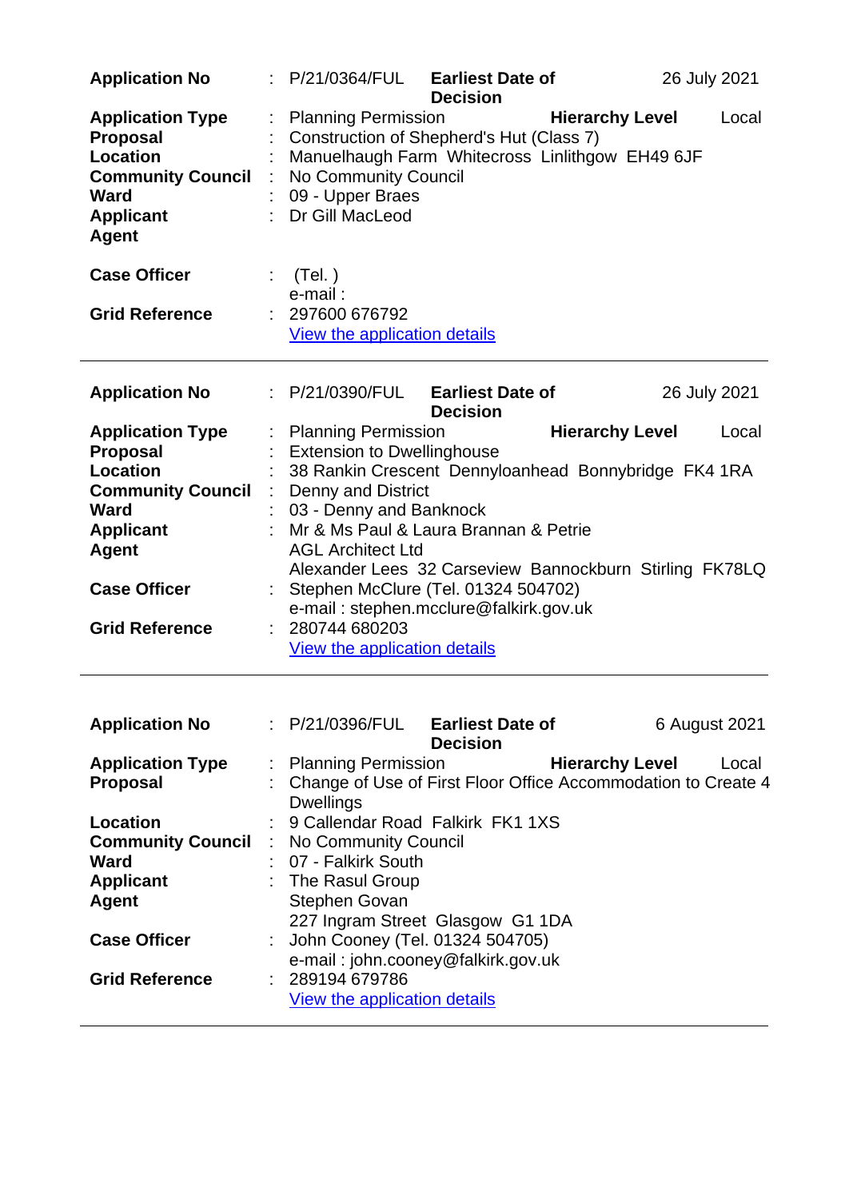| | | | | |
|---|---|---|---|---|
| **Application No** | : P/21/0364/FUL | **Earliest Date of Decision** | 26 July 2021 | |
| **Application Type** | : Planning Permission | | **Hierarchy Level** | Local |
| **Proposal** | : Construction of Shepherd's Hut (Class 7) | | | |
| **Location** | : Manuelhaugh Farm Whitecross Linlithgow EH49 6JF | | | |
| **Community Council** | : No Community Council | | | |
| **Ward** | : 09 - Upper Braes | | | |
| **Applicant** | : Dr Gill MacLeod | | | |
| **Agent** | | | | |
| **Case Officer** | : (Tel. )<br>e-mail : | | | |
| **Grid Reference** | : 297600 676792<br>View the application details | | | |

---

| | | | | |
|---|---|---|---|---|
| **Application No** | : P/21/0390/FUL | **Earliest Date of Decision** | 26 July 2021 | |
| **Application Type** | : Planning Permission | | **Hierarchy Level** | Local |
| **Proposal** | : Extension to Dwellinghouse | | | |
| **Location** | : 38 Rankin Crescent Dennyloanhead Bonnybridge FK4 1RA | | | |
| **Community Council** | : Denny and District | | | |
| **Ward** | : 03 - Denny and Banknock | | | |
| **Applicant** | : Mr & Ms Paul & Laura Brannan & Petrie | | | |
| **Agent** | AGL Architect Ltd<br>Alexander Lees 32 Carseview Bannockburn Stirling FK78LQ | | | |
| **Case Officer** | : Stephen McClure (Tel. 01324 504702)<br>e-mail : stephen.mcclure@falkirk.gov.uk | | | |
| **Grid Reference** | : 280744 680203<br>View the application details | | | |

---

| | | | | |
|---|---|---|---|---|
| **Application No** | : P/21/0396/FUL | **Earliest Date of Decision** | 6 August 2021 | |
| **Application Type** | : Planning Permission | | **Hierarchy Level** | Local |
| **Proposal** | : Change of Use of First Floor Office Accommodation to Create 4 Dwellings | | | |
| **Location** | : 9 Callendar Road Falkirk FK1 1XS | | | |
| **Community Council** | : No Community Council | | | |
| **Ward** | : 07 - Falkirk South | | | |
| **Applicant** | : The Rasul Group | | | |
| **Agent** | Stephen Govan<br>227 Ingram Street Glasgow G1 1DA | | | |
| **Case Officer** | : John Cooney (Tel. 01324 504705)<br>e-mail : john.cooney@falkirk.gov.uk | | | |
| **Grid Reference** | : 289194 679786<br>View the application details | | | |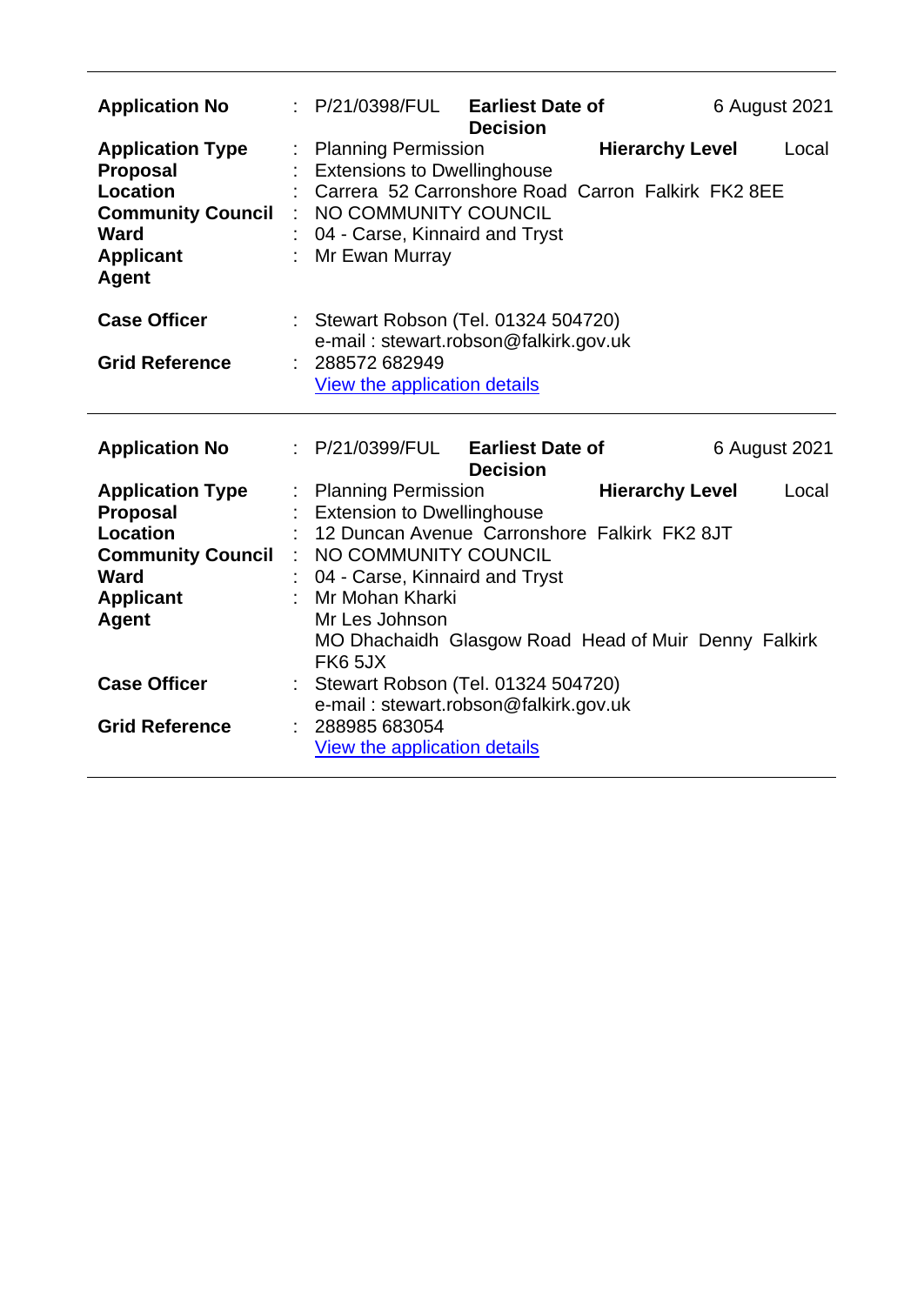| | | | | |
|---|---|---|---|---|
| **Application No** | : P/21/0398/FUL | **Earliest Date of Decision** | | 6 August 2021 |
| **Application Type** | : Planning Permission | | **Hierarchy Level** | Local |
| **Proposal** | : Extensions to Dwellinghouse | | | |
| **Location** | : Carrera 52 Carronshore Road Carron Falkirk FK2 8EE | | | |
| **Community Council** | : NO COMMUNITY COUNCIL | | | |
| **Ward** | : 04 - Carse, Kinnaird and Tryst | | | |
| **Applicant** | : Mr Ewan Murray | | | |
| **Agent** | | | | |
| **Case Officer** | : Stewart Robson (Tel. 01324 504720) e-mail : stewart.robson@falkirk.gov.uk | | | |
| **Grid Reference** | : 288572 682949 View the application details | | | |

| | | | | |
|---|---|---|---|---|
| **Application No** | : P/21/0399/FUL | **Earliest Date of Decision** | | 6 August 2021 |
| **Application Type** | : Planning Permission | | **Hierarchy Level** | Local |
| **Proposal** | : Extension to Dwellinghouse | | | |
| **Location** | : 12 Duncan Avenue Carronshore Falkirk FK2 8JT | | | |
| **Community Council** | : NO COMMUNITY COUNCIL | | | |
| **Ward** | : 04 - Carse, Kinnaird and Tryst | | | |
| **Applicant** | : Mr Mohan Kharki | | | |
| **Agent** | Mr Les Johnson MO Dhachaidh Glasgow Road Head of Muir Denny Falkirk FK6 5JX | | | |
| **Case Officer** | : Stewart Robson (Tel. 01324 504720) e-mail : stewart.robson@falkirk.gov.uk | | | |
| **Grid Reference** | : 288985 683054 View the application details | | | |